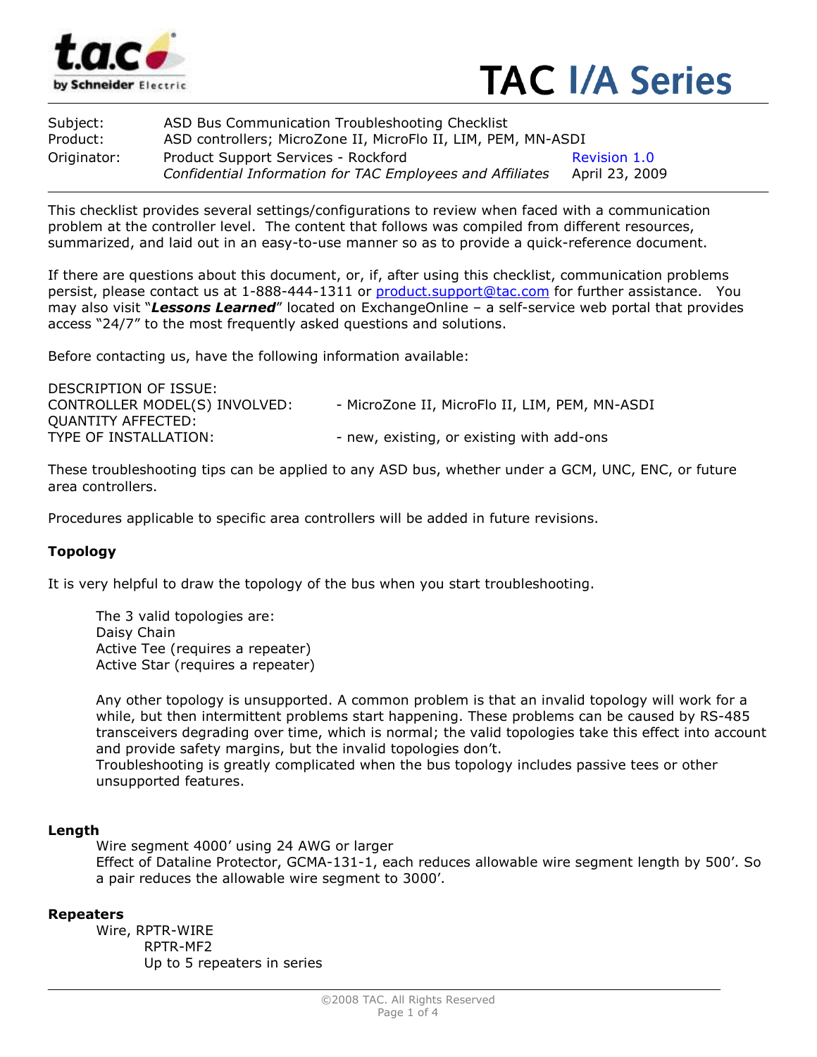TAC I/A Series

Subject: ASD Bus Communication Troubleshooting Checklist
Product: ASD controllers; MicroZone II, MicroFlo II, LIM, PEM, MN-ASDI
Originator: Product Support Services - Rockford — Revision 1.0
*Confidential Information for TAC Employees and Affiliates* — April 23, 2009

---

This checklist provides several settings/configurations to review when faced with a communication problem at the controller level. The content that follows was compiled from different resources, summarized, and laid out in an easy-to-use manner so as to provide a quick-reference document.

If there are questions about this document, or, if, after using this checklist, communication problems persist, please contact us at 1-888-444-1311 or product.support@tac.com for further assistance. You may also visit "***Lessons Learned***" located on ExchangeOnline – a self-service web portal that provides access "24/7" to the most frequently asked questions and solutions.

Before contacting us, have the following information available:

| | |
|---|---|
| DESCRIPTION OF ISSUE: | |
| CONTROLLER MODEL(S) INVOLVED: | - MicroZone II, MicroFlo II, LIM, PEM, MN-ASDI |
| QUANTITY AFFECTED: | |
| TYPE OF INSTALLATION: | - new, existing, or existing with add-ons |

These troubleshooting tips can be applied to any ASD bus, whether under a GCM, UNC, ENC, or future area controllers.

Procedures applicable to specific area controllers will be added in future revisions.

**Topology**

It is very helpful to draw the topology of the bus when you start troubleshooting.

The 3 valid topologies are:
Daisy Chain
Active Tee (requires a repeater)
Active Star (requires a repeater)

Any other topology is unsupported. A common problem is that an invalid topology will work for a while, but then intermittent problems start happening. These problems can be caused by RS-485 transceivers degrading over time, which is normal; the valid topologies take this effect into account and provide safety margins, but the invalid topologies don't.
Troubleshooting is greatly complicated when the bus topology includes passive tees or other unsupported features.

**Length**

Wire segment 4000' using 24 AWG or larger
Effect of Dataline Protector, GCMA-131-1, each reduces allowable wire segment length by 500'. So a pair reduces the allowable wire segment to 3000'.

**Repeaters**

Wire, RPTR-WIRE
RPTR-MF2
Up to 5 repeaters in series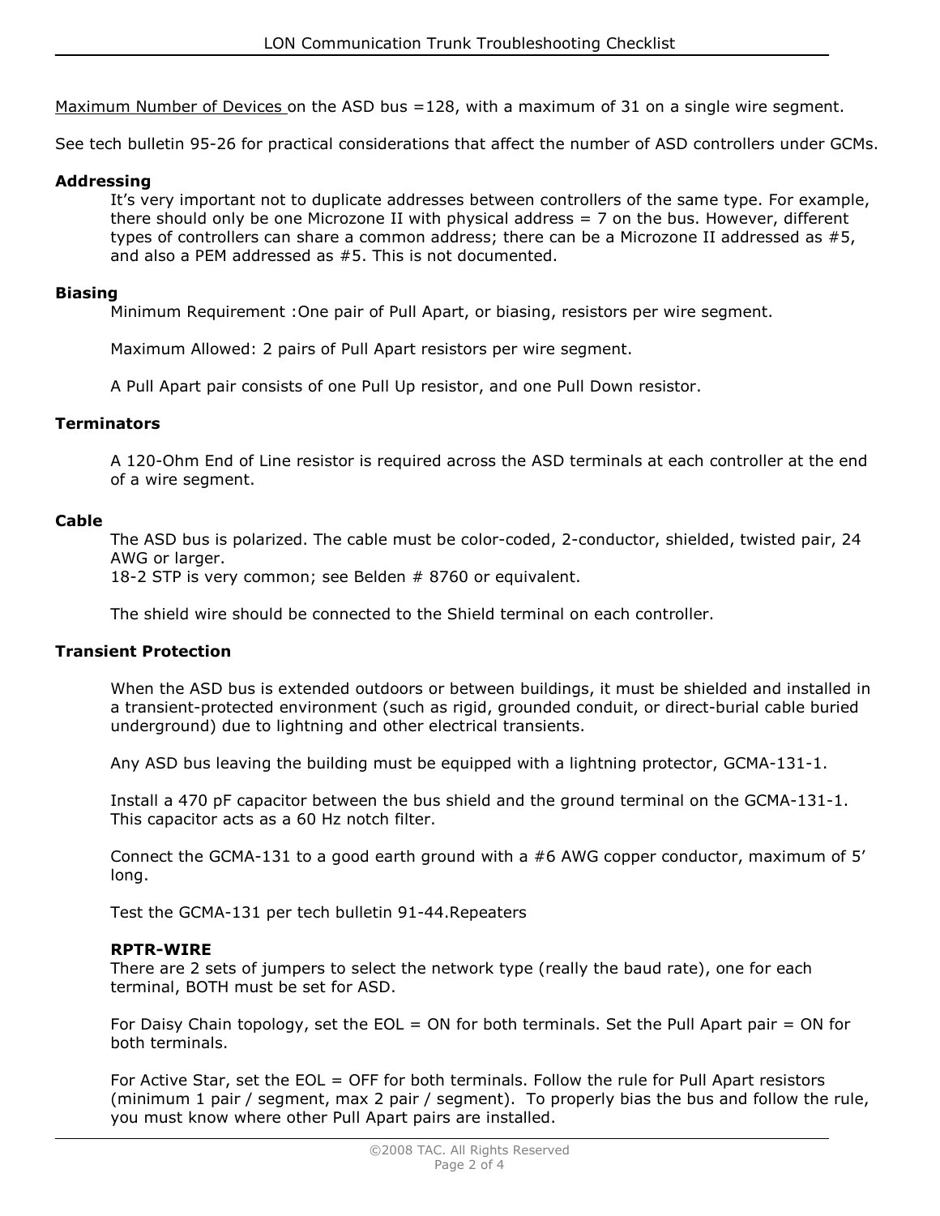<u>Maximum Number of Devices</u> on the ASD bus =128, with a maximum of 31 on a single wire segment.

See tech bulletin 95-26 for practical considerations that affect the number of ASD controllers under GCMs.

**Addressing**

It's very important not to duplicate addresses between controllers of the same type. For example, there should only be one Microzone II with physical address = 7 on the bus. However, different types of controllers can share a common address; there can be a Microzone II addressed as #5, and also a PEM addressed as #5. This is not documented.

**Biasing**

Minimum Requirement :One pair of Pull Apart, or biasing, resistors per wire segment.

Maximum Allowed: 2 pairs of Pull Apart resistors per wire segment.

A Pull Apart pair consists of one Pull Up resistor, and one Pull Down resistor.

**Terminators**

A 120-Ohm End of Line resistor is required across the ASD terminals at each controller at the end of a wire segment.

**Cable**

The ASD bus is polarized. The cable must be color-coded, 2-conductor, shielded, twisted pair, 24 AWG or larger.
18-2 STP is very common; see Belden # 8760 or equivalent.

The shield wire should be connected to the Shield terminal on each controller.

**Transient Protection**

When the ASD bus is extended outdoors or between buildings, it must be shielded and installed in a transient-protected environment (such as rigid, grounded conduit, or direct-burial cable buried underground) due to lightning and other electrical transients.

Any ASD bus leaving the building must be equipped with a lightning protector, GCMA-131-1.

Install a 470 pF capacitor between the bus shield and the ground terminal on the GCMA-131-1. This capacitor acts as a 60 Hz notch filter.

Connect the GCMA-131 to a good earth ground with a #6 AWG copper conductor, maximum of 5' long.

Test the GCMA-131 per tech bulletin 91-44.Repeaters

**RPTR-WIRE**

There are 2 sets of jumpers to select the network type (really the baud rate), one for each terminal, BOTH must be set for ASD.

For Daisy Chain topology, set the EOL = ON for both terminals. Set the Pull Apart pair = ON for both terminals.

For Active Star, set the EOL = OFF for both terminals. Follow the rule for Pull Apart resistors (minimum 1 pair / segment, max 2 pair / segment). To properly bias the bus and follow the rule, you must know where other Pull Apart pairs are installed.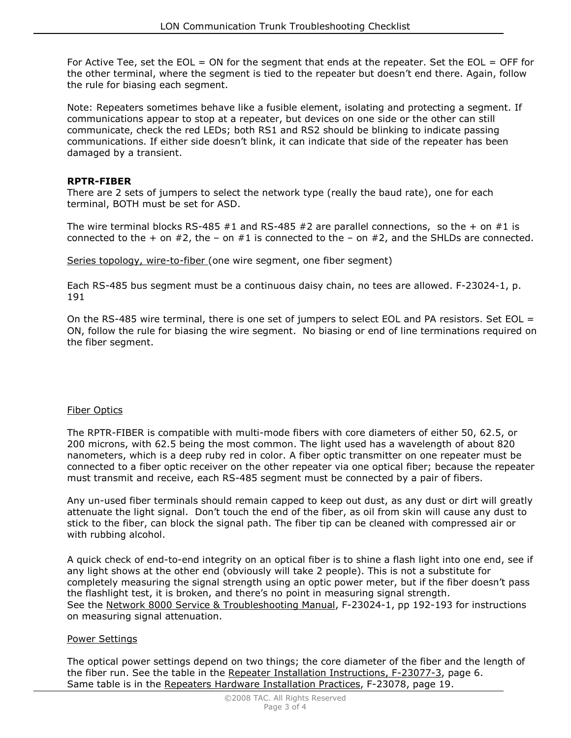For Active Tee, set the EOL = ON for the segment that ends at the repeater. Set the EOL = OFF for the other terminal, where the segment is tied to the repeater but doesn't end there. Again, follow the rule for biasing each segment.

Note: Repeaters sometimes behave like a fusible element, isolating and protecting a segment. If communications appear to stop at a repeater, but devices on one side or the other can still communicate, check the red LEDs; both RS1 and RS2 should be blinking to indicate passing communications. If either side doesn't blink, it can indicate that side of the repeater has been damaged by a transient.

**RPTR-FIBER**

There are 2 sets of jumpers to select the network type (really the baud rate), one for each terminal, BOTH must be set for ASD.

The wire terminal blocks RS-485 #1 and RS-485 #2 are parallel connections, so the + on #1 is connected to the + on #2, the – on #1 is connected to the – on #2, and the SHLDs are connected.

<u>Series topology, wire-to-fiber</u> (one wire segment, one fiber segment)

Each RS-485 bus segment must be a continuous daisy chain, no tees are allowed. F-23024-1, p. 191

On the RS-485 wire terminal, there is one set of jumpers to select EOL and PA resistors. Set EOL = ON, follow the rule for biasing the wire segment. No biasing or end of line terminations required on the fiber segment.

<u>Fiber Optics</u>

The RPTR-FIBER is compatible with multi-mode fibers with core diameters of either 50, 62.5, or 200 microns, with 62.5 being the most common. The light used has a wavelength of about 820 nanometers, which is a deep ruby red in color. A fiber optic transmitter on one repeater must be connected to a fiber optic receiver on the other repeater via one optical fiber; because the repeater must transmit and receive, each RS-485 segment must be connected by a pair of fibers.

Any un-used fiber terminals should remain capped to keep out dust, as any dust or dirt will greatly attenuate the light signal. Don't touch the end of the fiber, as oil from skin will cause any dust to stick to the fiber, can block the signal path. The fiber tip can be cleaned with compressed air or with rubbing alcohol.

A quick check of end-to-end integrity on an optical fiber is to shine a flash light into one end, see if any light shows at the other end (obviously will take 2 people). This is not a substitute for completely measuring the signal strength using an optic power meter, but if the fiber doesn't pass the flashlight test, it is broken, and there's no point in measuring signal strength.
See the <u>Network 8000 Service & Troubleshooting Manual</u>, F-23024-1, pp 192-193 for instructions on measuring signal attenuation.

<u>Power Settings</u>

The optical power settings depend on two things; the core diameter of the fiber and the length of the fiber run. See the table in the <u>Repeater Installation Instructions, F-23077-3</u>, page 6.
Same table is in the <u>Repeaters Hardware Installation Practices</u>, F-23078, page 19.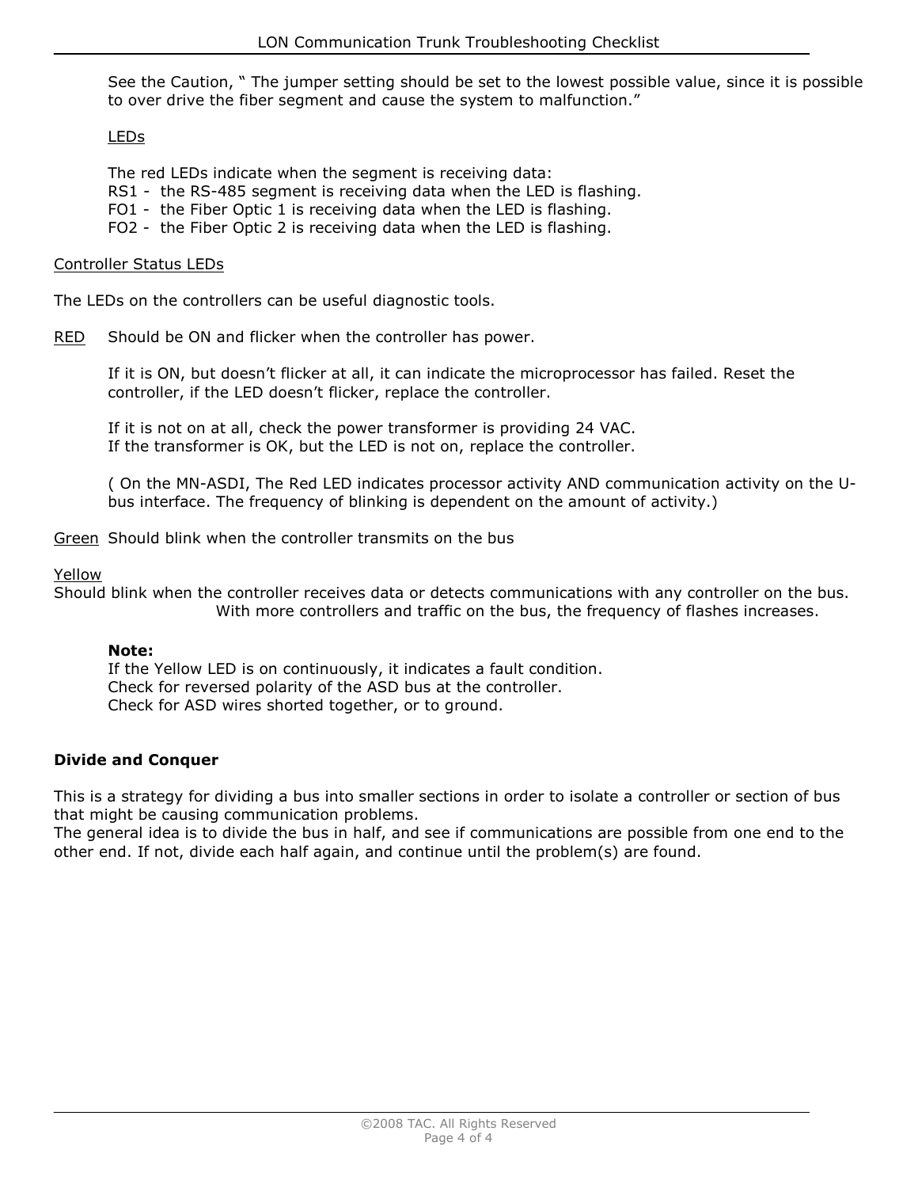See the Caution, " The jumper setting should be set to the lowest possible value, since it is possible to over drive the fiber segment and cause the system to malfunction."

LEDs

The red LEDs indicate when the segment is receiving data:
RS1 - the RS-485 segment is receiving data when the LED is flashing.
FO1 - the Fiber Optic 1 is receiving data when the LED is flashing.
FO2 - the Fiber Optic 2 is receiving data when the LED is flashing.

Controller Status LEDs

The LEDs on the controllers can be useful diagnostic tools.

RED Should be ON and flicker when the controller has power.

If it is ON, but doesn't flicker at all, it can indicate the microprocessor has failed. Reset the controller, if the LED doesn't flicker, replace the controller.

If it is not on at all, check the power transformer is providing 24 VAC.
If the transformer is OK, but the LED is not on, replace the controller.

( On the MN-ASDI, The Red LED indicates processor activity AND communication activity on the U-bus interface. The frequency of blinking is dependent on the amount of activity.)

Green Should blink when the controller transmits on the bus

Yellow
Should blink when the controller receives data or detects communications with any controller on the bus. With more controllers and traffic on the bus, the frequency of flashes increases.

**Note:**
If the Yellow LED is on continuously, it indicates a fault condition.
Check for reversed polarity of the ASD bus at the controller.
Check for ASD wires shorted together, or to ground.

**Divide and Conquer**

This is a strategy for dividing a bus into smaller sections in order to isolate a controller or section of bus that might be causing communication problems.
The general idea is to divide the bus in half, and see if communications are possible from one end to the other end. If not, divide each half again, and continue until the problem(s) are found.